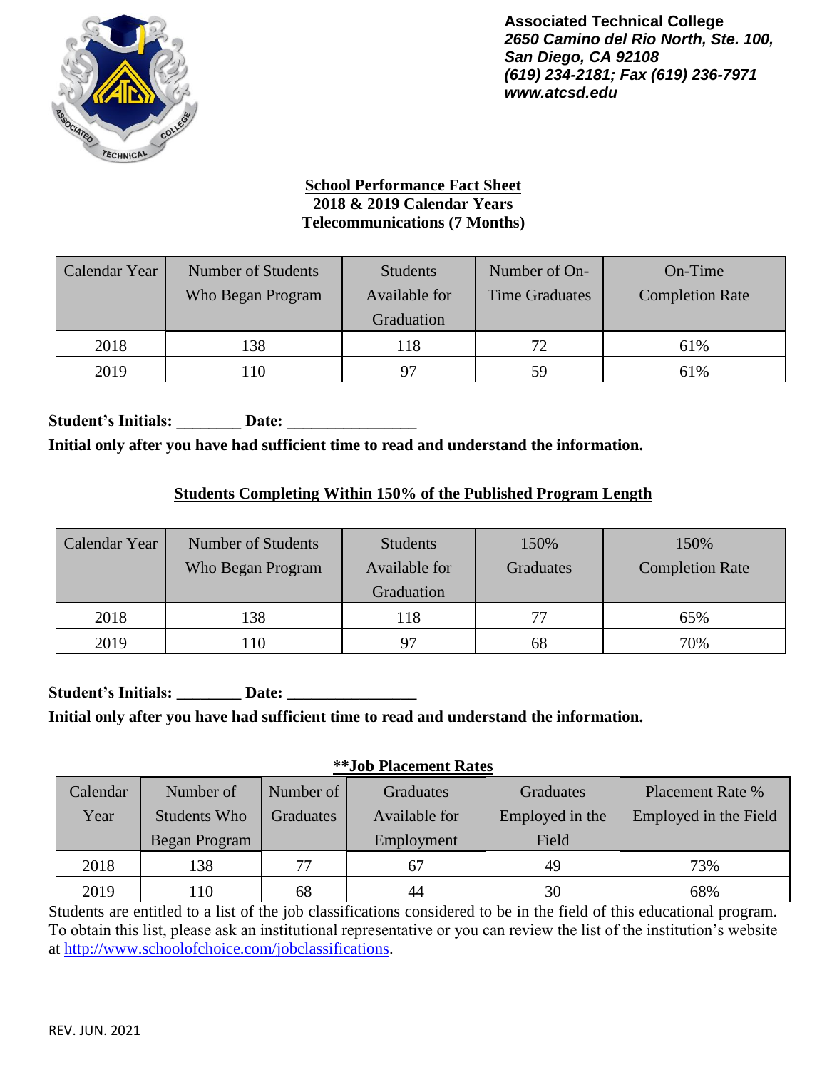**Associated Technical College**
***2650 Camino del Rio North, Ste. 100,***
***San Diego, CA 92108***
***(619) 234-2181; Fax (619) 236-7971***
***www.atcsd.edu***

## School Performance Fact Sheet
**2018 & 2019 Calendar Years**
**Telecommunications (7 Months)**

| Calendar Year | Number of Students Who Began Program | Students Available for Graduation | Number of On-Time Graduates | On-Time Completion Rate |
|---|---|---|---|---|
| 2018 | 138 | 118 | 72 | 61% |
| 2019 | 110 | 97 | 59 | 61% |

**Student's Initials: ________ Date: ________________**
**Initial only after you have had sufficient time to read and understand the information.**

### Students Completing Within 150% of the Published Program Length

| Calendar Year | Number of Students Who Began Program | Students Available for Graduation | 150% Graduates | 150% Completion Rate |
|---|---|---|---|---|
| 2018 | 138 | 118 | 77 | 65% |
| 2019 | 110 | 97 | 68 | 70% |

**Student's Initials: ________ Date: ________________**
**Initial only after you have had sufficient time to read and understand the information.**

### **Job Placement Rates

| Calendar Year | Number of Students Who Began Program | Number of Graduates | Graduates Available for Employment | Graduates Employed in the Field | Placement Rate % Employed in the Field |
|---|---|---|---|---|---|
| 2018 | 138 | 77 | 67 | 49 | 73% |
| 2019 | 110 | 68 | 44 | 30 | 68% |

Students are entitled to a list of the job classifications considered to be in the field of this educational program. To obtain this list, please ask an institutional representative or you can review the list of the institution's website at http://www.schoolofchoice.com/jobclassifications.

REV. JUN. 2021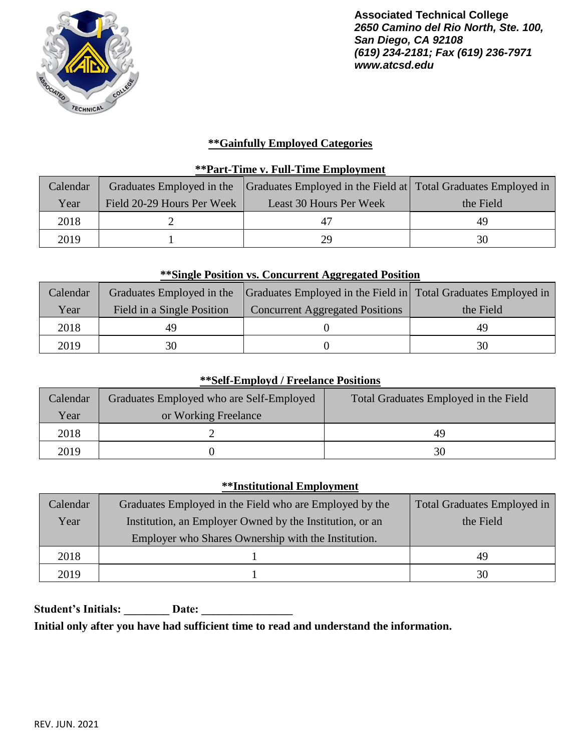**Associated Technical College**
***2650 Camino del Rio North, Ste. 100,***
***San Diego, CA 92108***
***(619) 234-2181; Fax (619) 236-7971***
***www.atcsd.edu***

## **Gainfully Employed Categories

### **Part-Time v. Full-Time Employment

| Calendar Year | Graduates Employed in the Field 20-29 Hours Per Week | Graduates Employed in the Field at Least 30 Hours Per Week | Total Graduates Employed in the Field |
|---|---|---|---|
| 2018 | 2 | 47 | 49 |
| 2019 | 1 | 29 | 30 |

### **Single Position vs. Concurrent Aggregated Position

| Calendar Year | Graduates Employed in the Field in a Single Position | Graduates Employed in the Field in Concurrent Aggregated Positions | Total Graduates Employed in the Field |
|---|---|---|---|
| 2018 | 49 | 0 | 49 |
| 2019 | 30 | 0 | 30 |

### **Self-Employd / Freelance Positions

| Calendar Year | Graduates Employed who are Self-Employed or Working Freelance | Total Graduates Employed in the Field |
|---|---|---|
| 2018 | 2 | 49 |
| 2019 | 0 | 30 |

### **Institutional Employment

| Calendar Year | Graduates Employed in the Field who are Employed by the Institution, an Employer Owned by the Institution, or an Employer who Shares Ownership with the Institution. | Total Graduates Employed in the Field |
|---|---|---|
| 2018 | 1 | 49 |
| 2019 | 1 | 30 |

**Student's Initials: ________ Date: ________________**

**Initial only after you have had sufficient time to read and understand the information.**

REV. JUN. 2021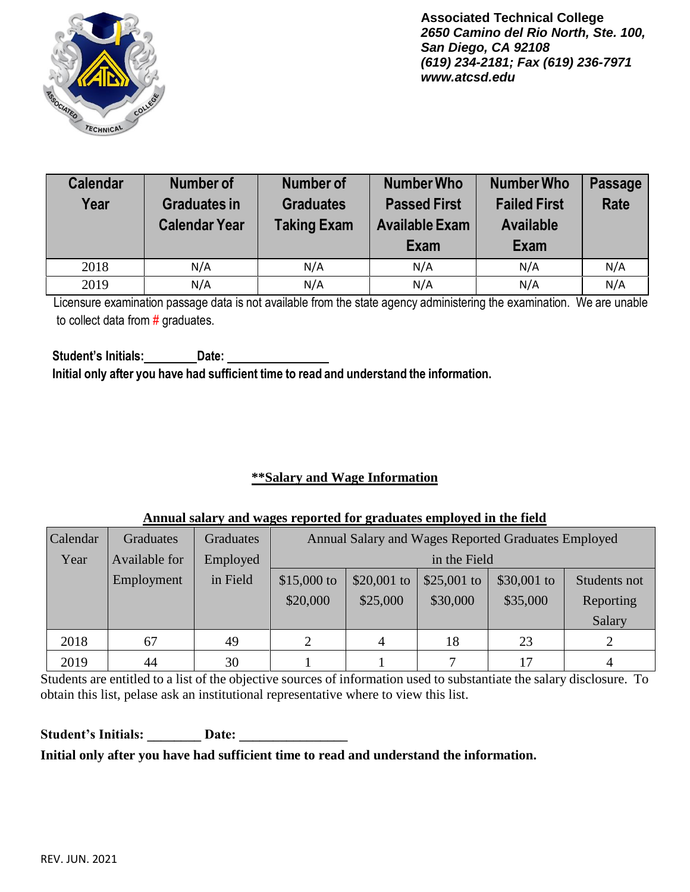**Associated Technical College**
***2650 Camino del Rio North, Ste. 100,***
***San Diego, CA 92108***
***(619) 234-2181; Fax (619) 236-7971***
***www.atcsd.edu***

| Calendar Year | Number of Graduates in Calendar Year | Number of Graduates Taking Exam | Number Who Passed First Available Exam | Number Who Failed First Available Exam | Passage Rate |
|---|---|---|---|---|---|
| 2018 | N/A | N/A | N/A | N/A | N/A |
| 2019 | N/A | N/A | N/A | N/A | N/A |

Licensure examination passage data is not available from the state agency administering the examination. We are unable to collect data from # graduates.

**Student's Initials:________ Date: ________________**

**Initial only after you have had sufficient time to read and understand the information.**

**<u>**Salary and Wage Information</u>**

**<u>Annual salary and wages reported for graduates employed in the field</u>**

| Calendar Year | Graduates Available for Employment | Graduates Employed in Field | Annual Salary and Wages Reported Graduates Employed in the Field | | | | |
|---|---|---|---|---|---|---|---|
| | | | $15,000 to $20,000 | $20,001 to $25,000 | $25,001 to $30,000 | $30,001 to $35,000 | Students not Reporting Salary |
| 2018 | 67 | 49 | 2 | 4 | 18 | 23 | 2 |
| 2019 | 44 | 30 | 1 | 1 | 7 | 17 | 4 |

Students are entitled to a list of the objective sources of information used to substantiate the salary disclosure. To obtain this list, pelase ask an institutional representative where to view this list.

**Student's Initials: ________ Date: ________________**

**Initial only after you have had sufficient time to read and understand the information.**

REV. JUN. 2021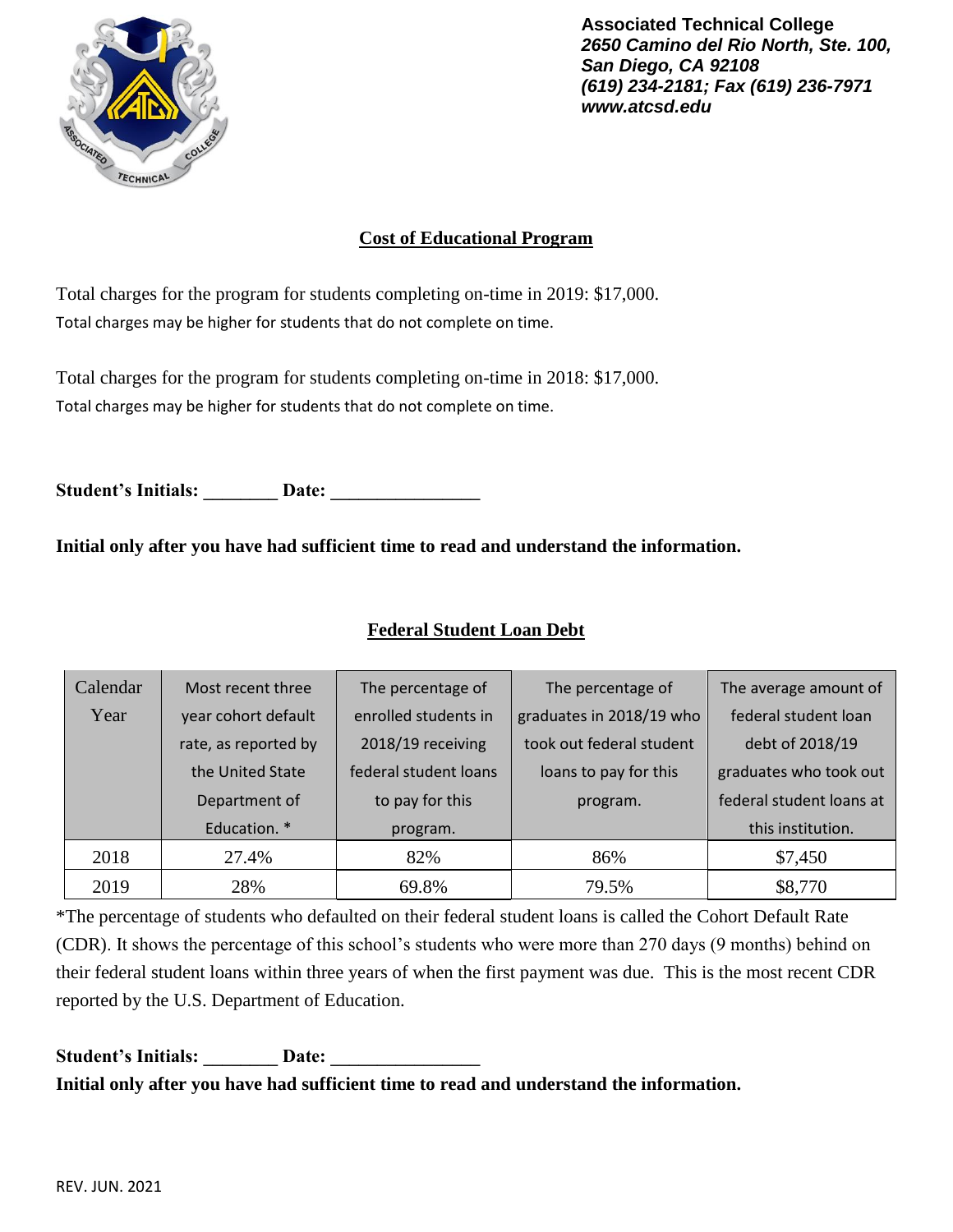**Associated Technical College**
***2650 Camino del Rio North, Ste. 100,***
***San Diego, CA 92108***
***(619) 234-2181; Fax (619) 236-7971***
***www.atcsd.edu***

## Cost of Educational Program

Total charges for the program for students completing on-time in 2019: $17,000.
Total charges may be higher for students that do not complete on time.

Total charges for the program for students completing on-time in 2018: $17,000.
Total charges may be higher for students that do not complete on time.

**Student's Initials: ________ Date: ________________**

**Initial only after you have had sufficient time to read and understand the information.**

## Federal Student Loan Debt

| Calendar Year | Most recent three year cohort default rate, as reported by the United State Department of Education. * | The percentage of enrolled students in 2018/19 receiving federal student loans to pay for this program. | The percentage of graduates in 2018/19 who took out federal student loans to pay for this program. | The average amount of federal student loan debt of 2018/19 graduates who took out federal student loans at this institution. |
|---|---|---|---|---|
| 2018 | 27.4% | 82% | 86% | $7,450 |
| 2019 | 28% | 69.8% | 79.5% | $8,770 |

*The percentage of students who defaulted on their federal student loans is called the Cohort Default Rate (CDR). It shows the percentage of this school's students who were more than 270 days (9 months) behind on their federal student loans within three years of when the first payment was due. This is the most recent CDR reported by the U.S. Department of Education.

**Student's Initials: ________ Date: ________________**
**Initial only after you have had sufficient time to read and understand the information.**

REV. JUN. 2021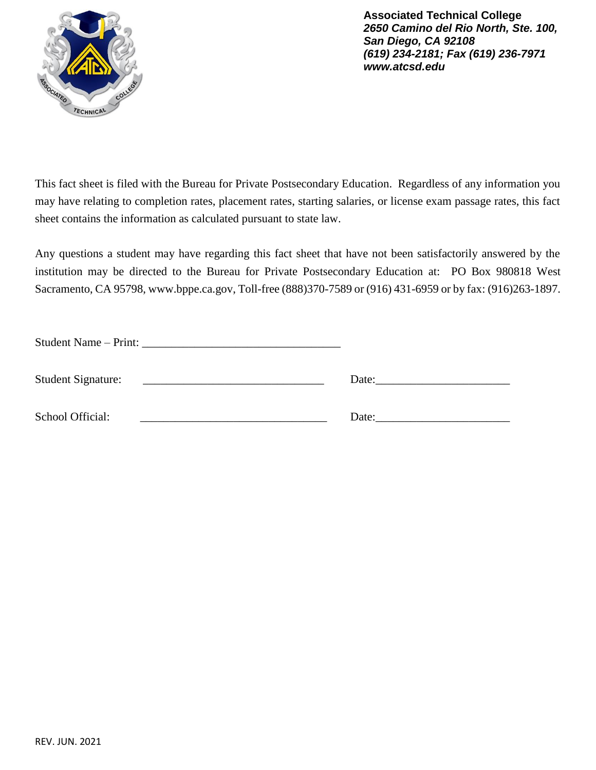**Associated Technical College**
***2650 Camino del Rio North, Ste. 100,***
***San Diego, CA 92108***
***(619) 234-2181; Fax (619) 236-7971***
***www.atcsd.edu***

This fact sheet is filed with the Bureau for Private Postsecondary Education. Regardless of any information you may have relating to completion rates, placement rates, starting salaries, or license exam passage rates, this fact sheet contains the information as calculated pursuant to state law.

Any questions a student may have regarding this fact sheet that have not been satisfactorily answered by the institution may be directed to the Bureau for Private Postsecondary Education at: PO Box 980818 West Sacramento, CA 95798, www.bppe.ca.gov, Toll-free (888)370-7589 or (916) 431-6959 or by fax: (916)263-1897.

Student Name – Print: ___________________________________

Student Signature: _______________________________ Date:_______________________

School Official: ________________________________ Date:_______________________

REV. JUN. 2021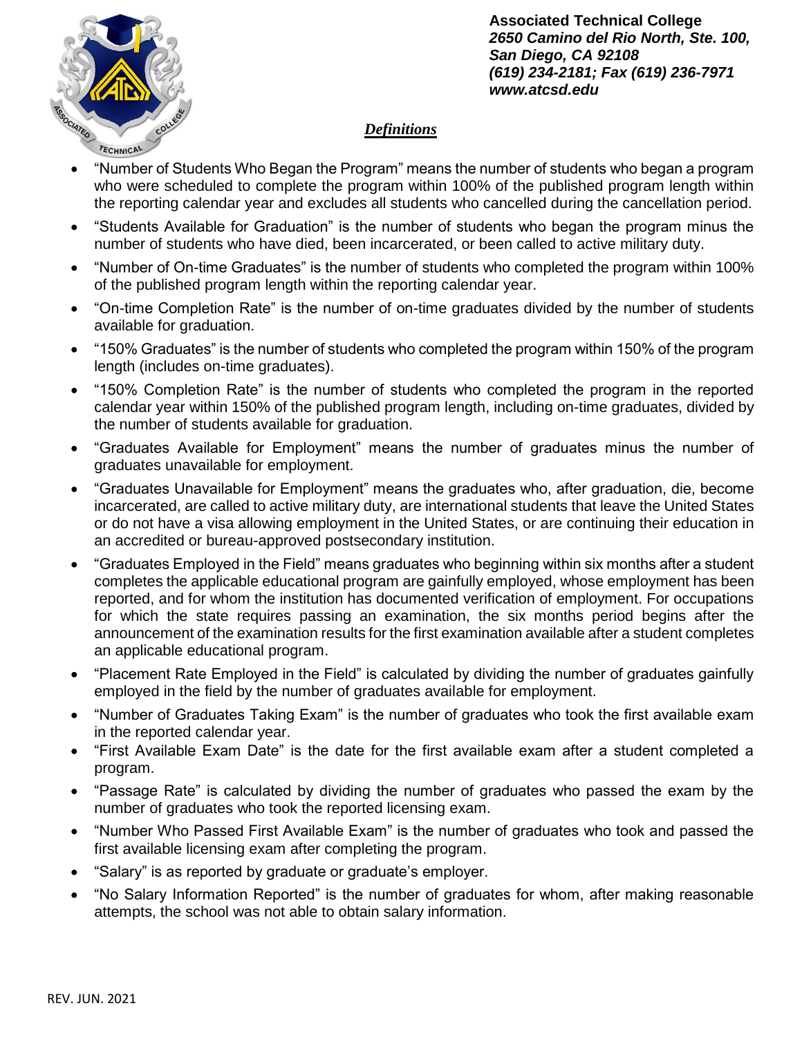**Associated Technical College**
***2650 Camino del Rio North, Ste. 100,***
***San Diego, CA 92108***
***(619) 234-2181; Fax (619) 236-7971***
***www.atcsd.edu***

## ***Definitions***

- "Number of Students Who Began the Program" means the number of students who began a program who were scheduled to complete the program within 100% of the published program length within the reporting calendar year and excludes all students who cancelled during the cancellation period.
- "Students Available for Graduation" is the number of students who began the program minus the number of students who have died, been incarcerated, or been called to active military duty.
- "Number of On-time Graduates" is the number of students who completed the program within 100% of the published program length within the reporting calendar year.
- "On-time Completion Rate" is the number of on-time graduates divided by the number of students available for graduation.
- "150% Graduates" is the number of students who completed the program within 150% of the program length (includes on-time graduates).
- "150% Completion Rate" is the number of students who completed the program in the reported calendar year within 150% of the published program length, including on-time graduates, divided by the number of students available for graduation.
- "Graduates Available for Employment" means the number of graduates minus the number of graduates unavailable for employment.
- "Graduates Unavailable for Employment" means the graduates who, after graduation, die, become incarcerated, are called to active military duty, are international students that leave the United States or do not have a visa allowing employment in the United States, or are continuing their education in an accredited or bureau-approved postsecondary institution.
- "Graduates Employed in the Field" means graduates who beginning within six months after a student completes the applicable educational program are gainfully employed, whose employment has been reported, and for whom the institution has documented verification of employment. For occupations for which the state requires passing an examination, the six months period begins after the announcement of the examination results for the first examination available after a student completes an applicable educational program.
- "Placement Rate Employed in the Field" is calculated by dividing the number of graduates gainfully employed in the field by the number of graduates available for employment.
- "Number of Graduates Taking Exam" is the number of graduates who took the first available exam in the reported calendar year.
- "First Available Exam Date" is the date for the first available exam after a student completed a program.
- "Passage Rate" is calculated by dividing the number of graduates who passed the exam by the number of graduates who took the reported licensing exam.
- "Number Who Passed First Available Exam" is the number of graduates who took and passed the first available licensing exam after completing the program.
- "Salary" is as reported by graduate or graduate's employer.
- "No Salary Information Reported" is the number of graduates for whom, after making reasonable attempts, the school was not able to obtain salary information.

REV. JUN. 2021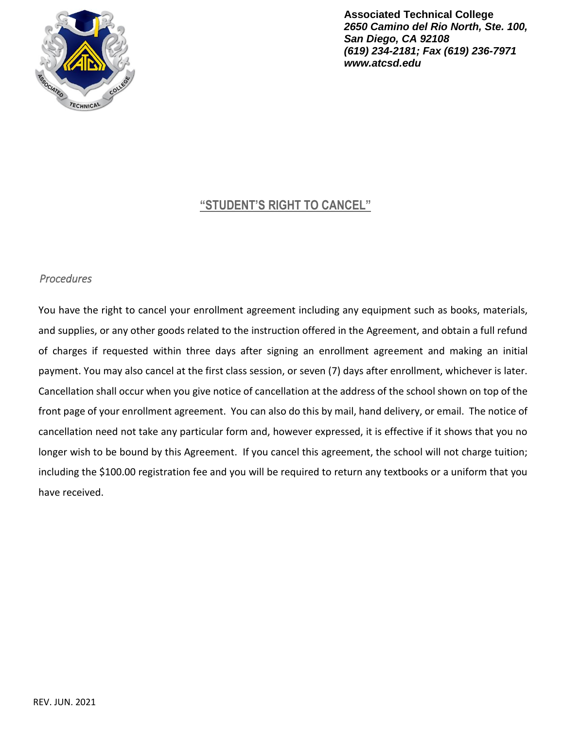**Associated Technical College**
***2650 Camino del Rio North, Ste. 100,***
***San Diego, CA 92108***
***(619) 234-2181; Fax (619) 236-7971***
***www.atcsd.edu***

# "STUDENT'S RIGHT TO CANCEL"

*Procedures*

You have the right to cancel your enrollment agreement including any equipment such as books, materials, and supplies, or any other goods related to the instruction offered in the Agreement, and obtain a full refund of charges if requested within three days after signing an enrollment agreement and making an initial payment. You may also cancel at the first class session, or seven (7) days after enrollment, whichever is later. Cancellation shall occur when you give notice of cancellation at the address of the school shown on top of the front page of your enrollment agreement. You can also do this by mail, hand delivery, or email. The notice of cancellation need not take any particular form and, however expressed, it is effective if it shows that you no longer wish to be bound by this Agreement. If you cancel this agreement, the school will not charge tuition; including the $100.00 registration fee and you will be required to return any textbooks or a uniform that you have received.

REV. JUN. 2021